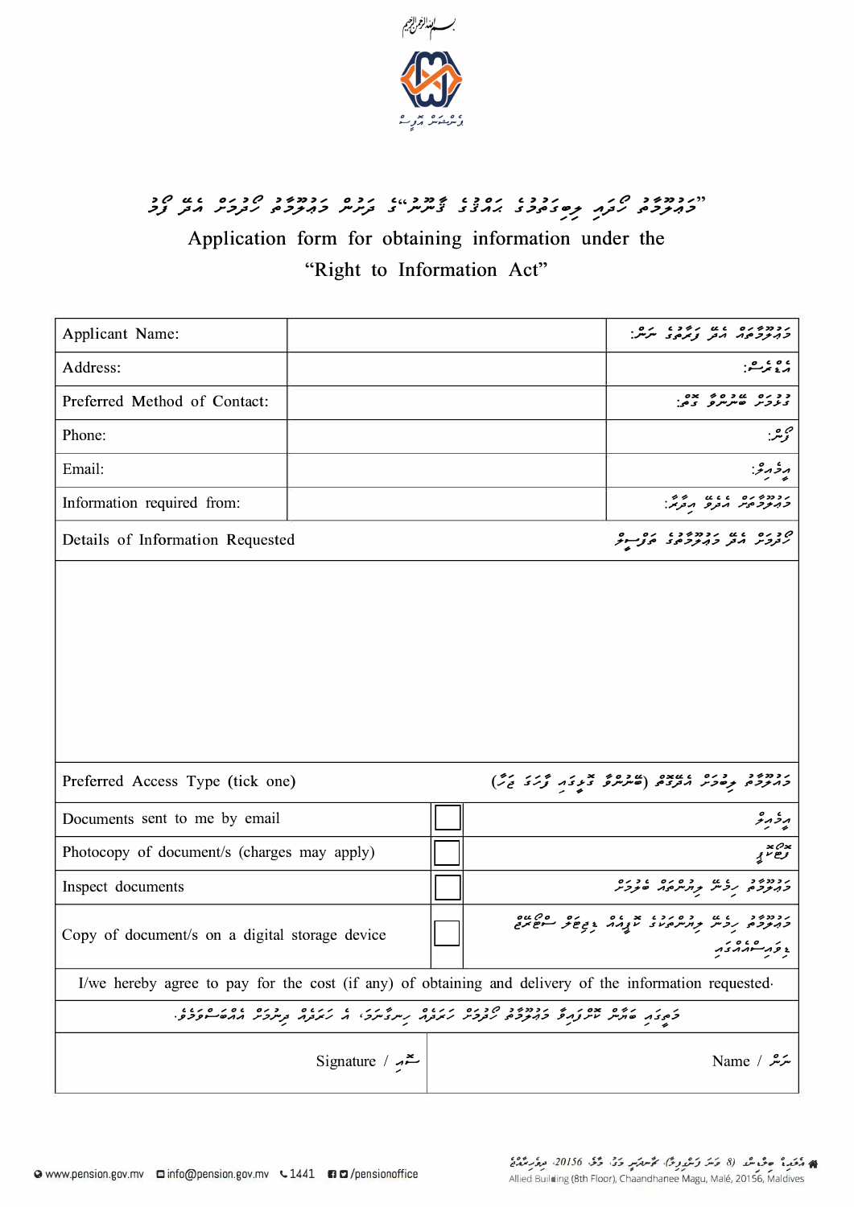بسم الله الرحمن الرحيم

ޕެންޝަން އޮފީސް

# "މައުލޫމާތު ހޯދުމުގެ ޙައްޤުގެ ޤާނޫނު" ގެ ދަށުން މައުލޫމާތު ހޯދުމަށް އެދޭ ފޯމު

# Application form for obtaining information under the "Right to Information Act"

| | | |
|---|---|---|
| Applicant Name: | | މައުލޫމާތަށް އެދޭ ފަރާތުގެ ނަން: |
| Address: | | އެޑްރެސް: |
| Preferred Method of Contact: | | ގުޅުމަށް ބޭނުންވާ ގޮތް: |
| Phone: | | ފޯން: |
| Email: | | އީމެއިލް: |
| Information required from: | | މައުލޫމާތު އެދޭ އިދާރާ: |
| Details of Information Requested | | ހޯދުމަށް އެދޭ މައުލޫމާތުގެ ތަފްސީލު |

| | | |
|---|---|---|
| Preferred Access Type (tick one) | | މައުލޫމާތު ލިބުމަށް އެދޭގޮތް (ބޭނުންވާ ގޮތަކަށް ފާހަގަ ޖަހާ) |
| Documents sent to me by email | ☐ | އީމެއިލް |
| Photocopy of document/s (charges may apply) | ☐ | ފޮޓޯކޮޕީ |
| Inspect documents | ☐ | މައުލޫމާތު ހިމެނޭ ލިޔުންތައް ބެލުން |
| Copy of document/s on a digital storage device | ☐ | މައުލޫމާތު ހިމެނޭ ލިޔުންތަކުގެ ކޮޕީ ޑިޖިޓަލް ސްޓޯރޭޖް ޑިވައިސްއަކުން |

I/we hereby agree to pay for the cost (if any) of obtaining and delivery of the information requested.

މިފޯމުގައި ބަޔާންކުރާ މައުލޫމާތު ހޯދުމަށް ހިނގާ ޚަރަދެއް ވާނަމަ، އެ ޚަރަދެއް ދިނުމަށް އެއްބަސްވަމެވެ.

| | |
|---|---|
| Signature / ސޮއި | Name / ނަން |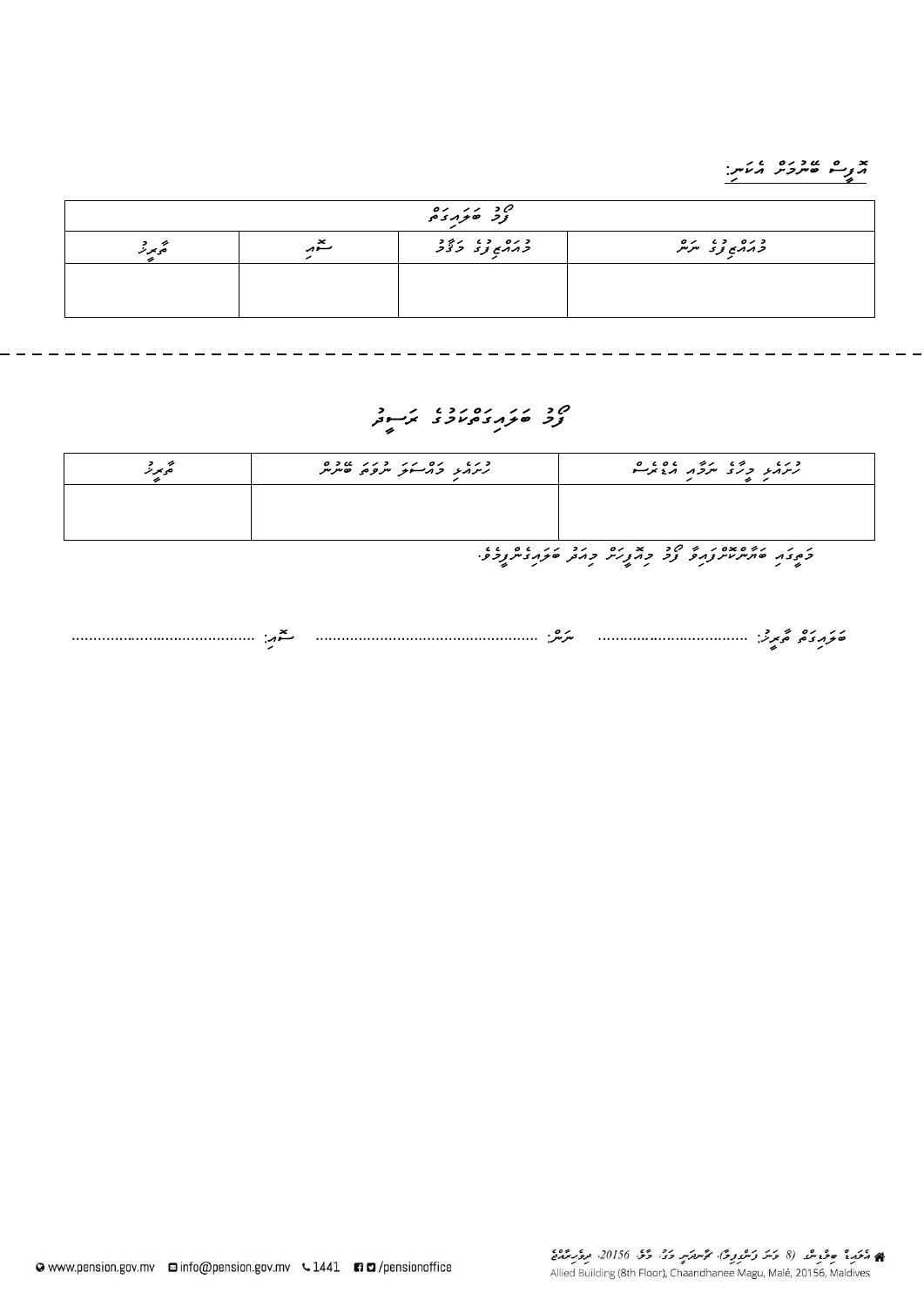**އޮފީސް ބޭނުމަށް އެކަނި:**

| ފޯމު ބަލައިގަތް | | | |
|---|---|---|---|
| މުއައްޒަފުގެ ނަން | މުއައްޒަފުގެ މަޤާމު | ސޮއި | ތާރީޚު |
| | | | |

---

## ފޯމު ބަލައިގަތްކަމުގެ ރަސީދު

| ހުށަހެޅި މީހާގެ ނަމާއި އައިޑީ ނަންބަރު | ހުށަހެޅި މައްސަލަ ނުވަތަ ބޭނުން | ތާރީޚު |
|---|---|---|
| | | |

މަތީގައި ބަޔާންކޮށްފައިވާ ފޯމު މިއޮފީހަށް މިއަދު ބަލައިގަތީމެވެ.

ބަލައިގަތް ތާރީޚު: .................................... ނަން: .................................................... ސޮއި: ............................................